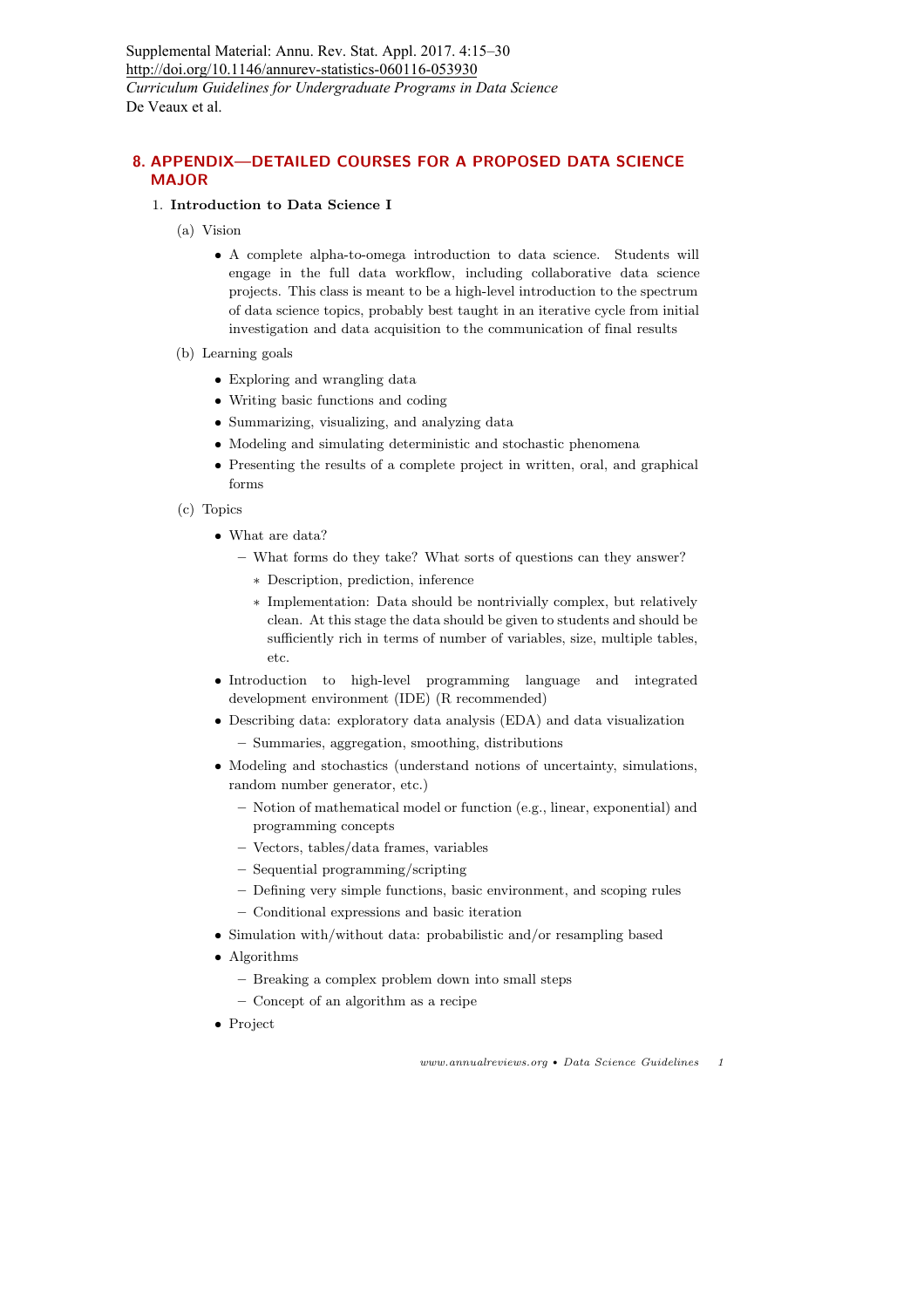Supplemental Material: Annu. Rev. Stat. Appl. 2017. 4:15–30
http://doi.org/10.1146/annurev-statistics-060116-053930
*Curriculum Guidelines for Undergraduate Programs in Data Science*
De Veaux et al.

## 8. APPENDIX—DETAILED COURSES FOR A PROPOSED DATA SCIENCE MAJOR

1. **Introduction to Data Science I**

   (a) Vision

   - A complete alpha-to-omega introduction to data science. Students will engage in the full data workflow, including collaborative data science projects. This class is meant to be a high-level introduction to the spectrum of data science topics, probably best taught in an iterative cycle from initial investigation and data acquisition to the communication of final results

   (b) Learning goals

   - Exploring and wrangling data
   - Writing basic functions and coding
   - Summarizing, visualizing, and analyzing data
   - Modeling and simulating deterministic and stochastic phenomena
   - Presenting the results of a complete project in written, oral, and graphical forms

   (c) Topics

   - What are data?
     - What forms do they take? What sorts of questions can they answer?
       - Description, prediction, inference
       - Implementation: Data should be nontrivially complex, but relatively clean. At this stage the data should be given to students and should be sufficiently rich in terms of number of variables, size, multiple tables, etc.
   - Introduction to high-level programming language and integrated development environment (IDE) (R recommended)
   - Describing data: exploratory data analysis (EDA) and data visualization
     - Summaries, aggregation, smoothing, distributions
   - Modeling and stochastics (understand notions of uncertainty, simulations, random number generator, etc.)
     - Notion of mathematical model or function (e.g., linear, exponential) and programming concepts
     - Vectors, tables/data frames, variables
     - Sequential programming/scripting
     - Defining very simple functions, basic environment, and scoping rules
     - Conditional expressions and basic iteration
   - Simulation with/without data: probabilistic and/or resampling based
   - Algorithms
     - Breaking a complex problem down into small steps
     - Concept of an algorithm as a recipe
   - Project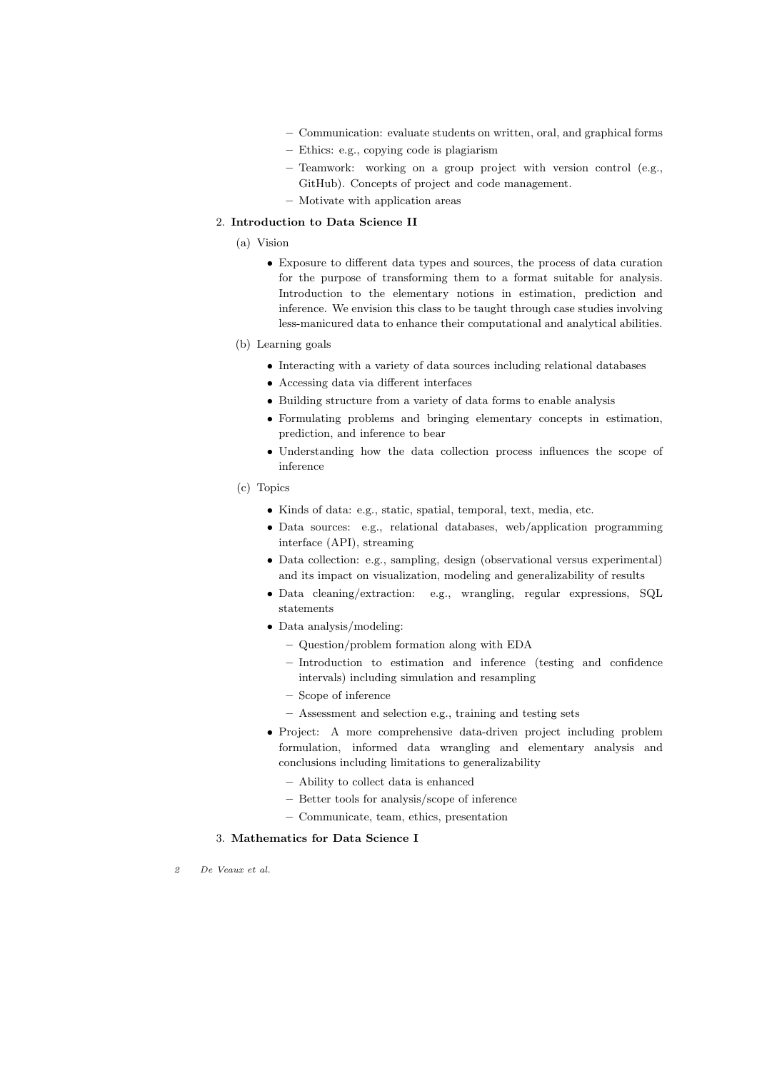- Communication: evaluate students on written, oral, and graphical forms
  - Ethics: e.g., copying code is plagiarism
  - Teamwork: working on a group project with version control (e.g., GitHub). Concepts of project and code management.
  - Motivate with application areas

2. **Introduction to Data Science II**

   (a) Vision

   - Exposure to different data types and sources, the process of data curation for the purpose of transforming them to a format suitable for analysis. Introduction to the elementary notions in estimation, prediction and inference. We envision this class to be taught through case studies involving less-manicured data to enhance their computational and analytical abilities.

   (b) Learning goals

   - Interacting with a variety of data sources including relational databases
   - Accessing data via different interfaces
   - Building structure from a variety of data forms to enable analysis
   - Formulating problems and bringing elementary concepts in estimation, prediction, and inference to bear
   - Understanding how the data collection process influences the scope of inference

   (c) Topics

   - Kinds of data: e.g., static, spatial, temporal, text, media, etc.
   - Data sources: e.g., relational databases, web/application programming interface (API), streaming
   - Data collection: e.g., sampling, design (observational versus experimental) and its impact on visualization, modeling and generalizability of results
   - Data cleaning/extraction: e.g., wrangling, regular expressions, SQL statements
   - Data analysis/modeling:
     - Question/problem formation along with EDA
     - Introduction to estimation and inference (testing and confidence intervals) including simulation and resampling
     - Scope of inference
     - Assessment and selection e.g., training and testing sets
   - Project: A more comprehensive data-driven project including problem formulation, informed data wrangling and elementary analysis and conclusions including limitations to generalizability
     - Ability to collect data is enhanced
     - Better tools for analysis/scope of inference
     - Communicate, team, ethics, presentation

3. **Mathematics for Data Science I**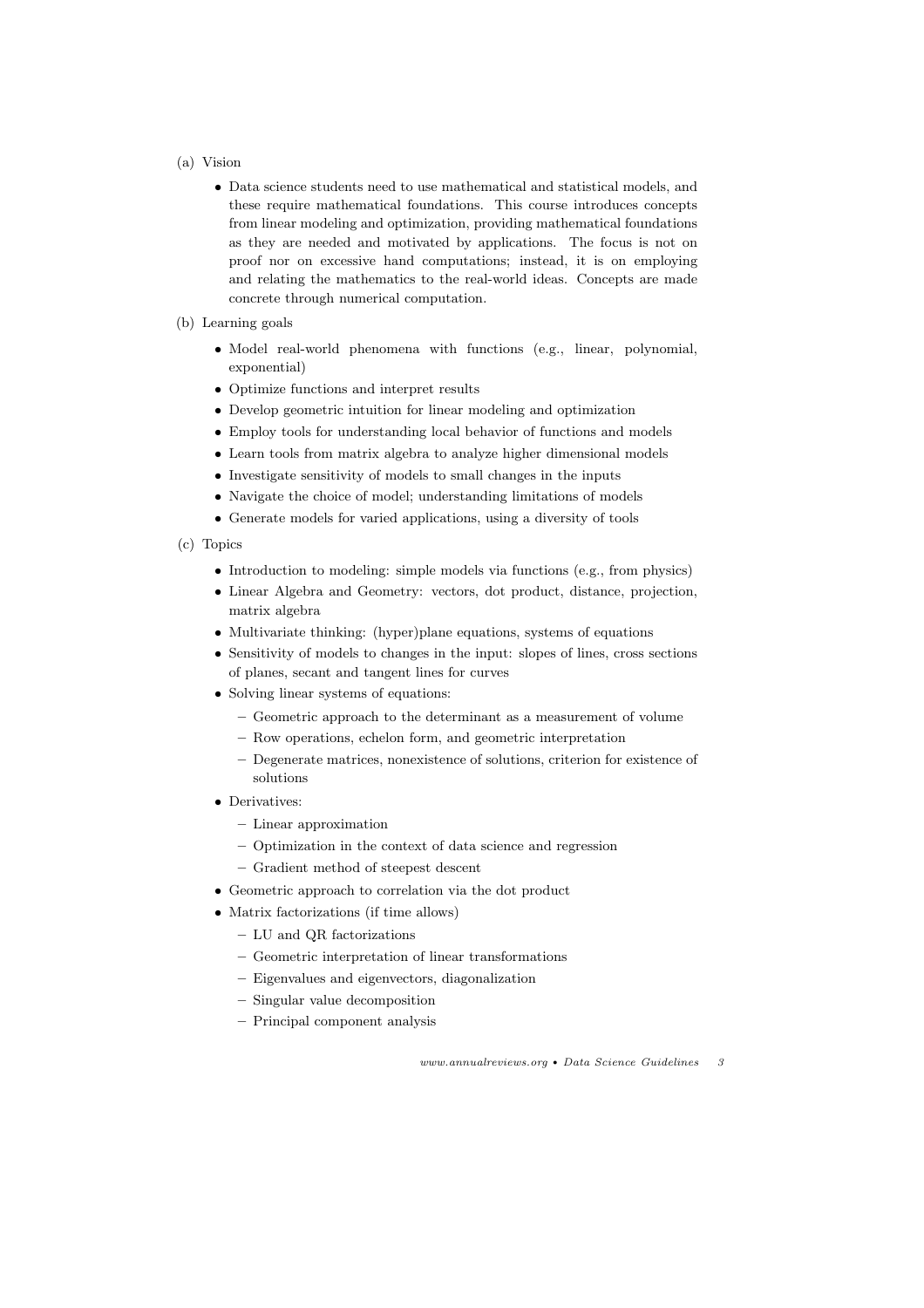(a) Vision

- Data science students need to use mathematical and statistical models, and these require mathematical foundations. This course introduces concepts from linear modeling and optimization, providing mathematical foundations as they are needed and motivated by applications. The focus is not on proof nor on excessive hand computations; instead, it is on employing and relating the mathematics to the real-world ideas. Concepts are made concrete through numerical computation.

(b) Learning goals

- Model real-world phenomena with functions (e.g., linear, polynomial, exponential)
- Optimize functions and interpret results
- Develop geometric intuition for linear modeling and optimization
- Employ tools for understanding local behavior of functions and models
- Learn tools from matrix algebra to analyze higher dimensional models
- Investigate sensitivity of models to small changes in the inputs
- Navigate the choice of model; understanding limitations of models
- Generate models for varied applications, using a diversity of tools

(c) Topics

- Introduction to modeling: simple models via functions (e.g., from physics)
- Linear Algebra and Geometry: vectors, dot product, distance, projection, matrix algebra
- Multivariate thinking: (hyper)plane equations, systems of equations
- Sensitivity of models to changes in the input: slopes of lines, cross sections of planes, secant and tangent lines for curves
- Solving linear systems of equations:
  - Geometric approach to the determinant as a measurement of volume
  - Row operations, echelon form, and geometric interpretation
  - Degenerate matrices, nonexistence of solutions, criterion for existence of solutions
- Derivatives:
  - Linear approximation
  - Optimization in the context of data science and regression
  - Gradient method of steepest descent
- Geometric approach to correlation via the dot product
- Matrix factorizations (if time allows)
  - LU and QR factorizations
  - Geometric interpretation of linear transformations
  - Eigenvalues and eigenvectors, diagonalization
  - Singular value decomposition
  - Principal component analysis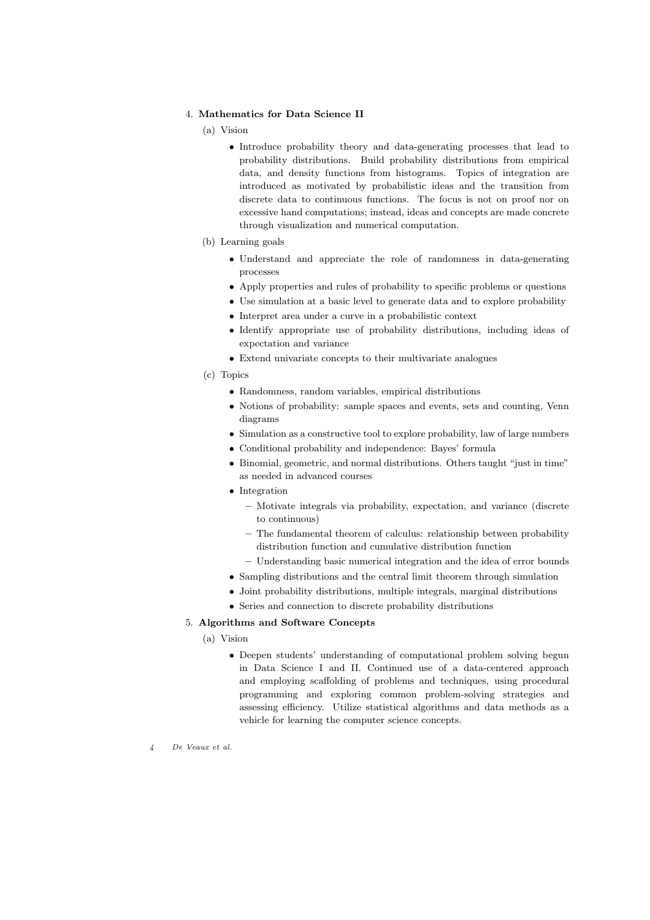4. **Mathematics for Data Science II**

   (a) Vision

   - Introduce probability theory and data-generating processes that lead to probability distributions. Build probability distributions from empirical data, and density functions from histograms. Topics of integration are introduced as motivated by probabilistic ideas and the transition from discrete data to continuous functions. The focus is not on proof nor on excessive hand computations; instead, ideas and concepts are made concrete through visualization and numerical computation.

   (b) Learning goals

   - Understand and appreciate the role of randomness in data-generating processes
   - Apply properties and rules of probability to specific problems or questions
   - Use simulation at a basic level to generate data and to explore probability
   - Interpret area under a curve in a probabilistic context
   - Identify appropriate use of probability distributions, including ideas of expectation and variance
   - Extend univariate concepts to their multivariate analogues

   (c) Topics

   - Randomness, random variables, empirical distributions
   - Notions of probability: sample spaces and events, sets and counting, Venn diagrams
   - Simulation as a constructive tool to explore probability, law of large numbers
   - Conditional probability and independence: Bayes' formula
   - Binomial, geometric, and normal distributions. Others taught "just in time" as needed in advanced courses
   - Integration
     - Motivate integrals via probability, expectation, and variance (discrete to continuous)
     - The fundamental theorem of calculus: relationship between probability distribution function and cumulative distribution function
     - Understanding basic numerical integration and the idea of error bounds
   - Sampling distributions and the central limit theorem through simulation
   - Joint probability distributions, multiple integrals, marginal distributions
   - Series and connection to discrete probability distributions

5. **Algorithms and Software Concepts**

   (a) Vision

   - Deepen students' understanding of computational problem solving begun in Data Science I and II. Continued use of a data-centered approach and employing scaffolding of problems and techniques, using procedural programming and exploring common problem-solving strategies and assessing efficiency. Utilize statistical algorithms and data methods as a vehicle for learning the computer science concepts.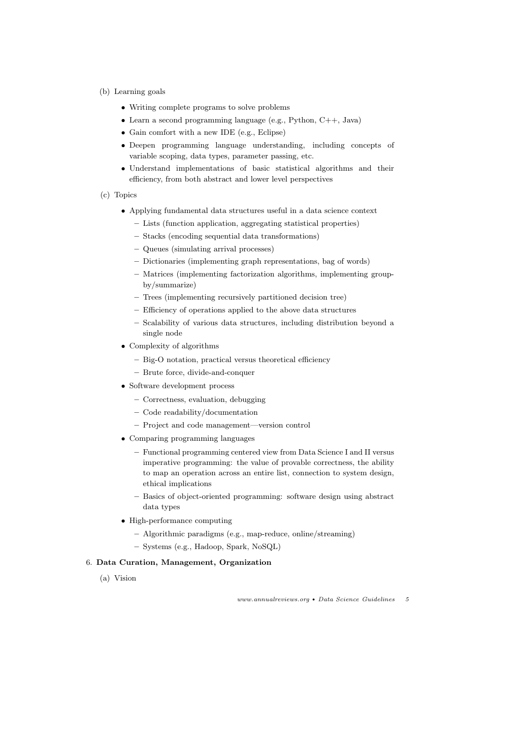(b) Learning goals

- Writing complete programs to solve problems
- Learn a second programming language (e.g., Python, C++, Java)
- Gain comfort with a new IDE (e.g., Eclipse)
- Deepen programming language understanding, including concepts of variable scoping, data types, parameter passing, etc.
- Understand implementations of basic statistical algorithms and their efficiency, from both abstract and lower level perspectives

(c) Topics

- Applying fundamental data structures useful in a data science context
  - Lists (function application, aggregating statistical properties)
  - Stacks (encoding sequential data transformations)
  - Queues (simulating arrival processes)
  - Dictionaries (implementing graph representations, bag of words)
  - Matrices (implementing factorization algorithms, implementing group-by/summarize)
  - Trees (implementing recursively partitioned decision tree)
  - Efficiency of operations applied to the above data structures
  - Scalability of various data structures, including distribution beyond a single node
- Complexity of algorithms
  - Big-O notation, practical versus theoretical efficiency
  - Brute force, divide-and-conquer
- Software development process
  - Correctness, evaluation, debugging
  - Code readability/documentation
  - Project and code management—version control
- Comparing programming languages
  - Functional programming centered view from Data Science I and II versus imperative programming: the value of provable correctness, the ability to map an operation across an entire list, connection to system design, ethical implications
  - Basics of object-oriented programming: software design using abstract data types
- High-performance computing
  - Algorithmic paradigms (e.g., map-reduce, online/streaming)
  - Systems (e.g., Hadoop, Spark, NoSQL)

6. **Data Curation, Management, Organization**

(a) Vision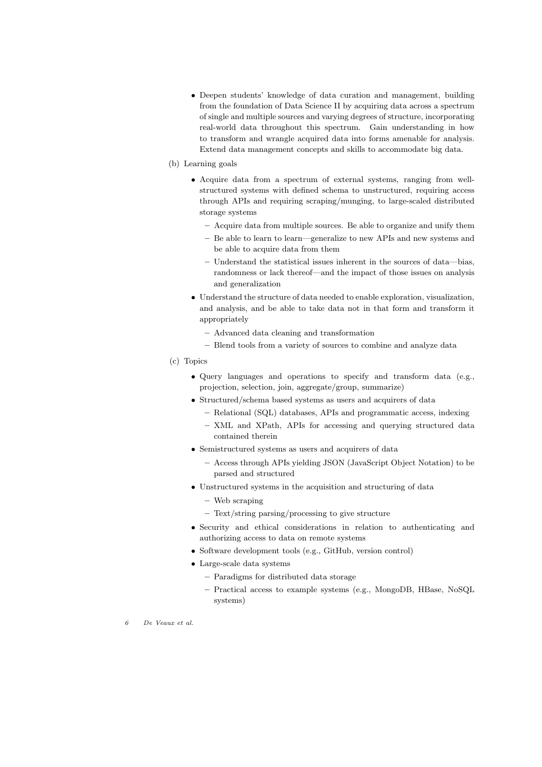- Deepen students' knowledge of data curation and management, building from the foundation of Data Science II by acquiring data across a spectrum of single and multiple sources and varying degrees of structure, incorporating real-world data throughout this spectrum. Gain understanding in how to transform and wrangle acquired data into forms amenable for analysis. Extend data management concepts and skills to accommodate big data.

(b) Learning goals

- Acquire data from a spectrum of external systems, ranging from well-structured systems with defined schema to unstructured, requiring access through APIs and requiring scraping/munging, to large-scaled distributed storage systems
  - Acquire data from multiple sources. Be able to organize and unify them
  - Be able to learn to learn—generalize to new APIs and new systems and be able to acquire data from them
  - Understand the statistical issues inherent in the sources of data—bias, randomness or lack thereof—and the impact of those issues on analysis and generalization
- Understand the structure of data needed to enable exploration, visualization, and analysis, and be able to take data not in that form and transform it appropriately
  - Advanced data cleaning and transformation
  - Blend tools from a variety of sources to combine and analyze data

(c) Topics

- Query languages and operations to specify and transform data (e.g., projection, selection, join, aggregate/group, summarize)
- Structured/schema based systems as users and acquirers of data
  - Relational (SQL) databases, APIs and programmatic access, indexing
  - XML and XPath, APIs for accessing and querying structured data contained therein
- Semistructured systems as users and acquirers of data
  - Access through APIs yielding JSON (JavaScript Object Notation) to be parsed and structured
- Unstructured systems in the acquisition and structuring of data
  - Web scraping
  - Text/string parsing/processing to give structure
- Security and ethical considerations in relation to authenticating and authorizing access to data on remote systems
- Software development tools (e.g., GitHub, version control)
- Large-scale data systems
  - Paradigms for distributed data storage
  - Practical access to example systems (e.g., MongoDB, HBase, NoSQL systems)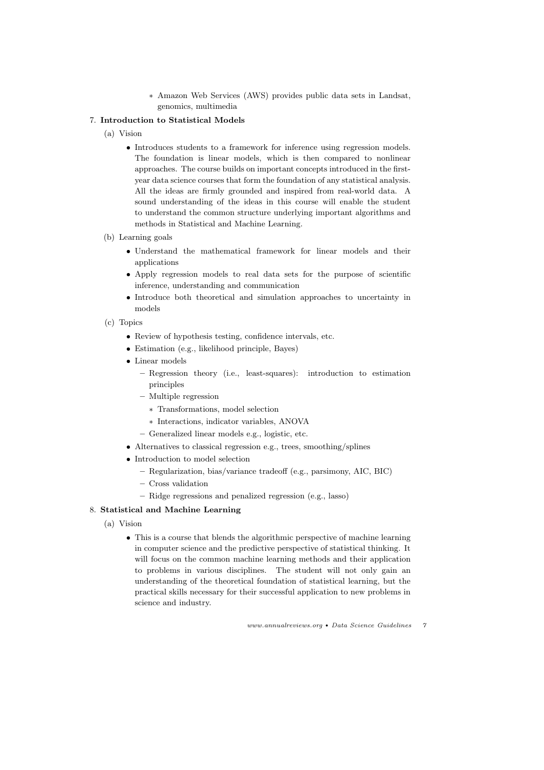* Amazon Web Services (AWS) provides public data sets in Landsat, genomics, multimedia

7. **Introduction to Statistical Models**

   (a) Vision

   - Introduces students to a framework for inference using regression models. The foundation is linear models, which is then compared to nonlinear approaches. The course builds on important concepts introduced in the first-year data science courses that form the foundation of any statistical analysis. All the ideas are firmly grounded and inspired from real-world data. A sound understanding of the ideas in this course will enable the student to understand the common structure underlying important algorithms and methods in Statistical and Machine Learning.

   (b) Learning goals

   - Understand the mathematical framework for linear models and their applications
   - Apply regression models to real data sets for the purpose of scientific inference, understanding and communication
   - Introduce both theoretical and simulation approaches to uncertainty in models

   (c) Topics

   - Review of hypothesis testing, confidence intervals, etc.
   - Estimation (e.g., likelihood principle, Bayes)
   - Linear models
     - Regression theory (i.e., least-squares): introduction to estimation principles
     - Multiple regression
       * Transformations, model selection
       * Interactions, indicator variables, ANOVA
     - Generalized linear models e.g., logistic, etc.
   - Alternatives to classical regression e.g., trees, smoothing/splines
   - Introduction to model selection
     - Regularization, bias/variance tradeoff (e.g., parsimony, AIC, BIC)
     - Cross validation
     - Ridge regressions and penalized regression (e.g., lasso)

8. **Statistical and Machine Learning**

   (a) Vision

   - This is a course that blends the algorithmic perspective of machine learning in computer science and the predictive perspective of statistical thinking. It will focus on the common machine learning methods and their application to problems in various disciplines. The student will not only gain an understanding of the theoretical foundation of statistical learning, but the practical skills necessary for their successful application to new problems in science and industry.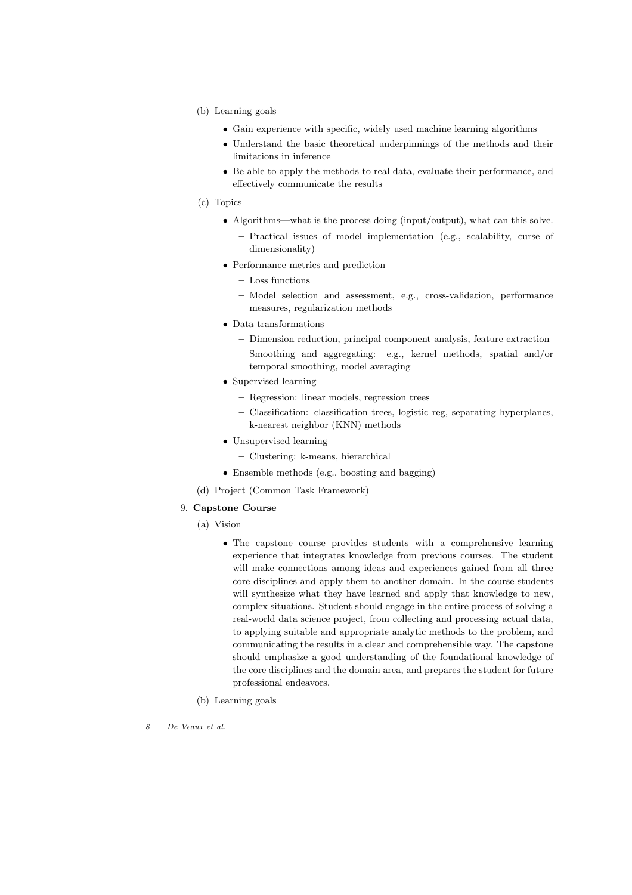(b) Learning goals

- Gain experience with specific, widely used machine learning algorithms
- Understand the basic theoretical underpinnings of the methods and their limitations in inference
- Be able to apply the methods to real data, evaluate their performance, and effectively communicate the results

(c) Topics

- Algorithms—what is the process doing (input/output), what can this solve.
  - Practical issues of model implementation (e.g., scalability, curse of dimensionality)
- Performance metrics and prediction
  - Loss functions
  - Model selection and assessment, e.g., cross-validation, performance measures, regularization methods
- Data transformations
  - Dimension reduction, principal component analysis, feature extraction
  - Smoothing and aggregating: e.g., kernel methods, spatial and/or temporal smoothing, model averaging
- Supervised learning
  - Regression: linear models, regression trees
  - Classification: classification trees, logistic reg, separating hyperplanes, k-nearest neighbor (KNN) methods
- Unsupervised learning
  - Clustering: k-means, hierarchical
- Ensemble methods (e.g., boosting and bagging)

(d) Project (Common Task Framework)

9. **Capstone Course**

(a) Vision

- The capstone course provides students with a comprehensive learning experience that integrates knowledge from previous courses. The student will make connections among ideas and experiences gained from all three core disciplines and apply them to another domain. In the course students will synthesize what they have learned and apply that knowledge to new, complex situations. Student should engage in the entire process of solving a real-world data science project, from collecting and processing actual data, to applying suitable and appropriate analytic methods to the problem, and communicating the results in a clear and comprehensible way. The capstone should emphasize a good understanding of the foundational knowledge of the core disciplines and the domain area, and prepares the student for future professional endeavors.

(b) Learning goals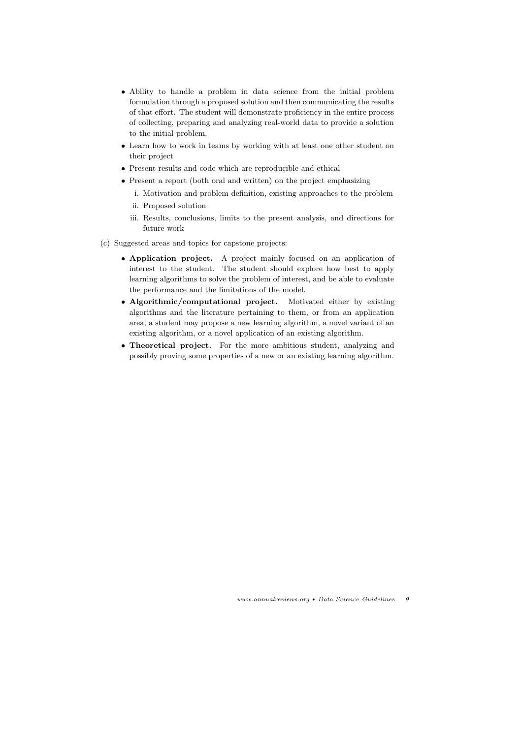- Ability to handle a problem in data science from the initial problem formulation through a proposed solution and then communicating the results of that effort. The student will demonstrate proficiency in the entire process of collecting, preparing and analyzing real-world data to provide a solution to the initial problem.
- Learn how to work in teams by working with at least one other student on their project
- Present results and code which are reproducible and ethical
- Present a report (both oral and written) on the project emphasizing
  - i. Motivation and problem definition, existing approaches to the problem
  - ii. Proposed solution
  - iii. Results, conclusions, limits to the present analysis, and directions for future work

(c) Suggested areas and topics for capstone projects:

- **Application project.** A project mainly focused on an application of interest to the student. The student should explore how best to apply learning algorithms to solve the problem of interest, and be able to evaluate the performance and the limitations of the model.
- **Algorithmic/computational project.** Motivated either by existing algorithms and the literature pertaining to them, or from an application area, a student may propose a new learning algorithm, a novel variant of an existing algorithm, or a novel application of an existing algorithm.
- **Theoretical project.** For the more ambitious student, analyzing and possibly proving some properties of a new or an existing learning algorithm.